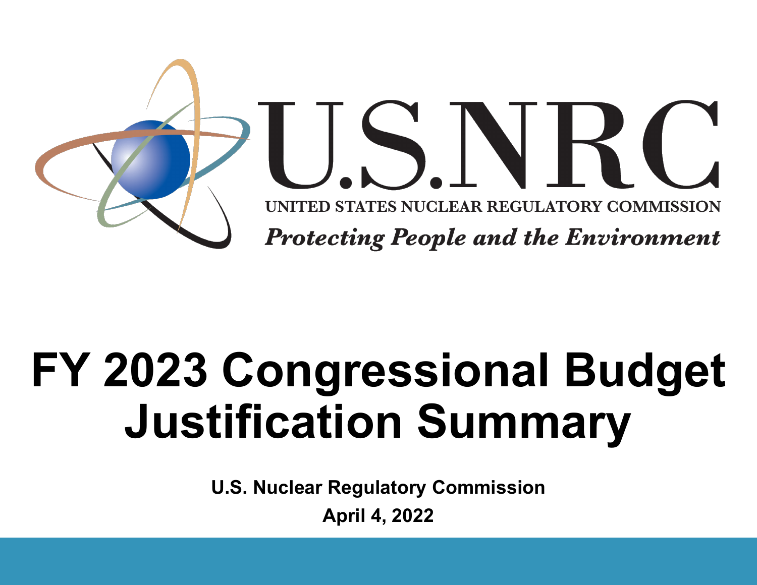U.S.NRC

UNITED STATES NUCLEAR REGULATORY COMMISSION

*Protecting People and the Environment*

# FY 2023 Congressional Budget Justification Summary

**U.S. Nuclear Regulatory Commission**

**April 4, 2022**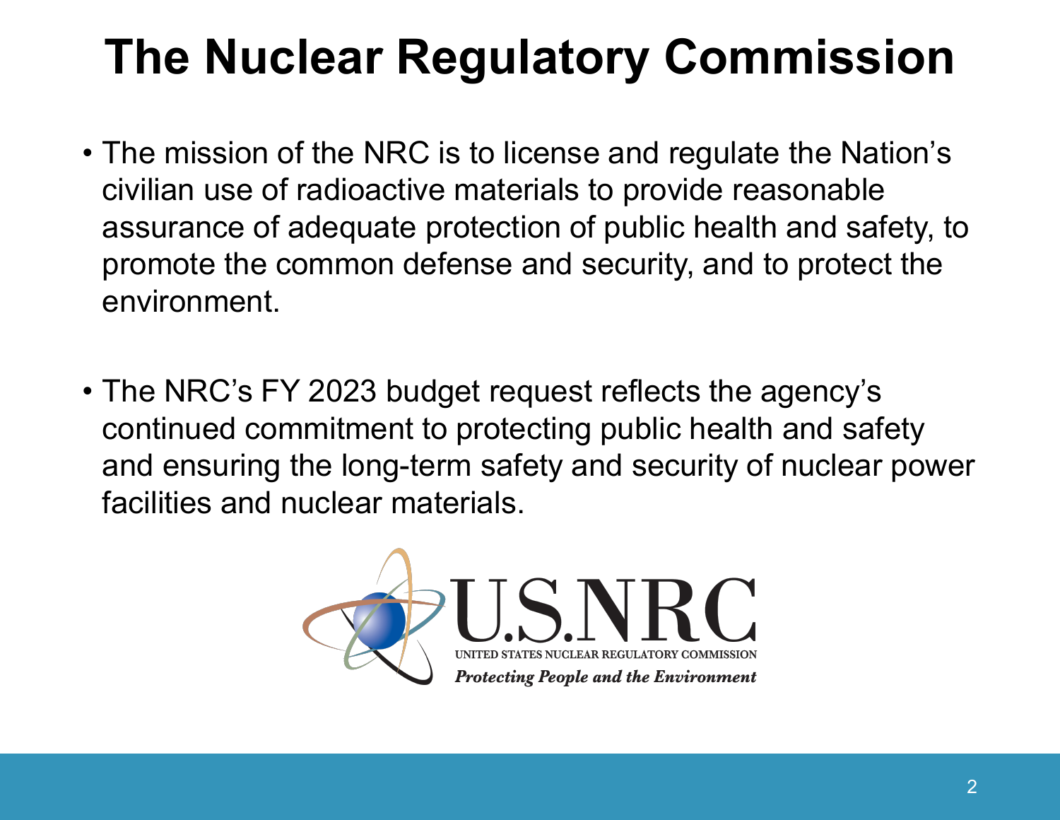# The Nuclear Regulatory Commission

- The mission of the NRC is to license and regulate the Nation's civilian use of radioactive materials to provide reasonable assurance of adequate protection of public health and safety, to promote the common defense and security, and to protect the environment.

- The NRC's FY 2023 budget request reflects the agency's continued commitment to protecting public health and safety and ensuring the long-term safety and security of nuclear power facilities and nuclear materials.

U.S.NRC
UNITED STATES NUCLEAR REGULATORY COMMISSION
*Protecting People and the Environment*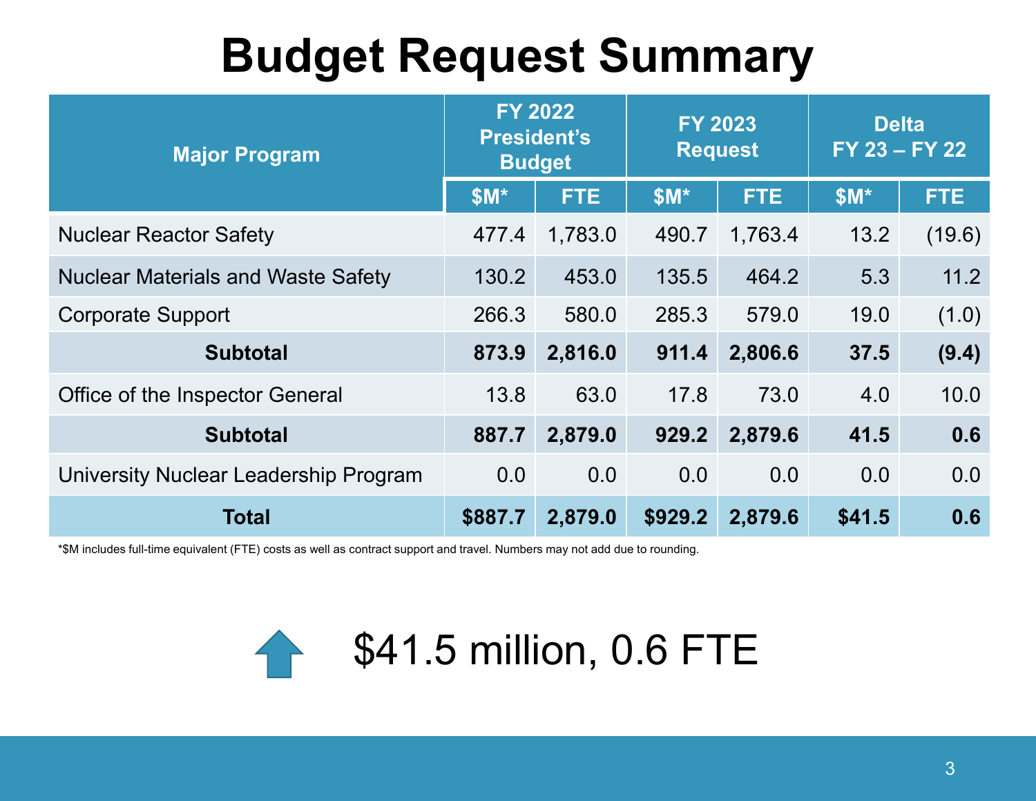# Budget Request Summary

| Major Program | FY 2022 President's Budget | | FY 2023 Request | | Delta FY 23 – FY 22 | |
|---|---|---|---|---|---|---|
| | $M* | FTE | $M* | FTE | $M* | FTE |
| Nuclear Reactor Safety | 477.4 | 1,783.0 | 490.7 | 1,763.4 | 13.2 | (19.6) |
| Nuclear Materials and Waste Safety | 130.2 | 453.0 | 135.5 | 464.2 | 5.3 | 11.2 |
| Corporate Support | 266.3 | 580.0 | 285.3 | 579.0 | 19.0 | (1.0) |
| **Subtotal** | **873.9** | **2,816.0** | **911.4** | **2,806.6** | **37.5** | **(9.4)** |
| Office of the Inspector General | 13.8 | 63.0 | 17.8 | 73.0 | 4.0 | 10.0 |
| **Subtotal** | **887.7** | **2,879.0** | **929.2** | **2,879.6** | **41.5** | **0.6** |
| University Nuclear Leadership Program | 0.0 | 0.0 | 0.0 | 0.0 | 0.0 | 0.0 |
| **Total** | **$887.7** | **2,879.0** | **$929.2** | **2,879.6** | **$41.5** | **0.6** |

*$M includes full-time equivalent (FTE) costs as well as contract support and travel. Numbers may not add due to rounding.

$41.5 million, 0.6 FTE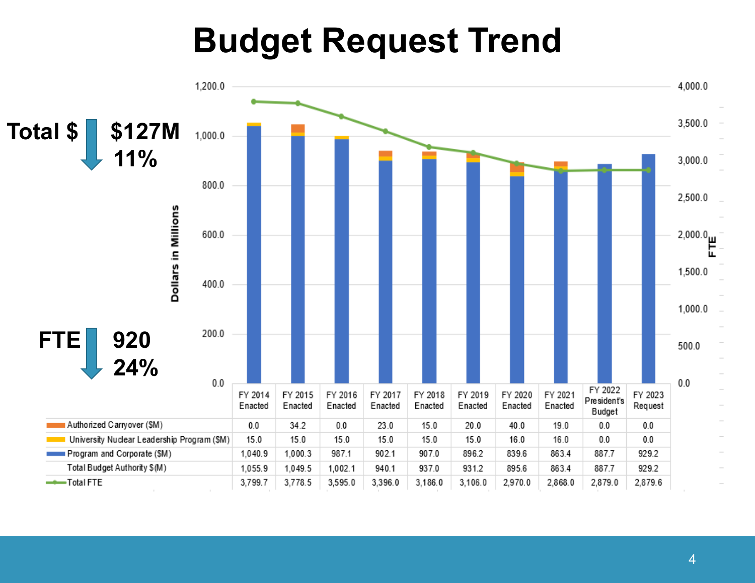# Budget Request Trend

Total $ ↓ $127M 11%

FTE ↓ 920 24%

Dollars in Millions

1,200.0
1,000.0
800.0
600.0
400.0
200.0
0.0

FTE

4,000.0
3,500.0
3,000.0
2,500.0
2,000.0
1,500.0
1,000.0
500.0
0.0

| | FY 2014 Enacted | FY 2015 Enacted | FY 2016 Enacted | FY 2017 Enacted | FY 2018 Enacted | FY 2019 Enacted | FY 2020 Enacted | FY 2021 Enacted | FY 2022 President's Budget | FY 2023 Request |
|---|---|---|---|---|---|---|---|---|---|---|
| Authorized Carryover ($M) | 0.0 | 34.2 | 0.0 | 23.0 | 15.0 | 20.0 | 40.0 | 19.0 | 0.0 | 0.0 |
| University Nuclear Leadership Program ($M) | 15.0 | 15.0 | 15.0 | 15.0 | 15.0 | 15.0 | 16.0 | 16.0 | 0.0 | 0.0 |
| Program and Corporate ($M) | 1,040.9 | 1,000.3 | 987.1 | 902.1 | 907.0 | 896.2 | 839.6 | 863.4 | 887.7 | 929.2 |
| Total Budget Authority $(M) | 1,055.9 | 1,049.5 | 1,002.1 | 940.1 | 937.0 | 931.2 | 895.6 | 863.4 | 887.7 | 929.2 |
| Total FTE | 3,799.7 | 3,778.5 | 3,595.0 | 3,396.0 | 3,186.0 | 3,106.0 | 2,970.0 | 2,868.0 | 2,879.0 | 2,879.6 |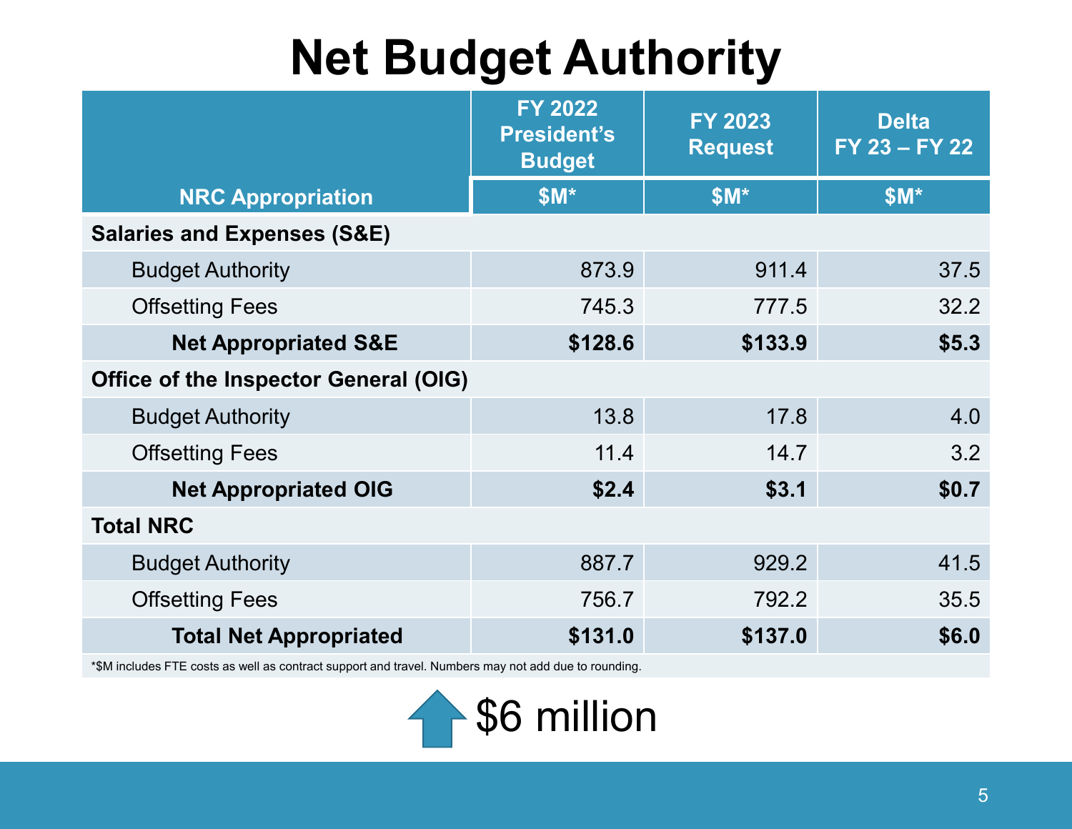# Net Budget Authority

| NRC Appropriation | FY 2022 President's Budget $M* | FY 2023 Request $M* | Delta FY 23 – FY 22 $M* |
|---|---|---|---|
| **Salaries and Expenses (S&E)** | | | |
| Budget Authority | 873.9 | 911.4 | 37.5 |
| Offsetting Fees | 745.3 | 777.5 | 32.2 |
| **Net Appropriated S&E** | **$128.6** | **$133.9** | **$5.3** |
| **Office of the Inspector General (OIG)** | | | |
| Budget Authority | 13.8 | 17.8 | 4.0 |
| Offsetting Fees | 11.4 | 14.7 | 3.2 |
| **Net Appropriated OIG** | **$2.4** | **$3.1** | **$0.7** |
| **Total NRC** | | | |
| Budget Authority | 887.7 | 929.2 | 41.5 |
| Offsetting Fees | 756.7 | 792.2 | 35.5 |
| **Total Net Appropriated** | **$131.0** | **$137.0** | **$6.0** |

*$M includes FTE costs as well as contract support and travel. Numbers may not add due to rounding.

↑ $6 million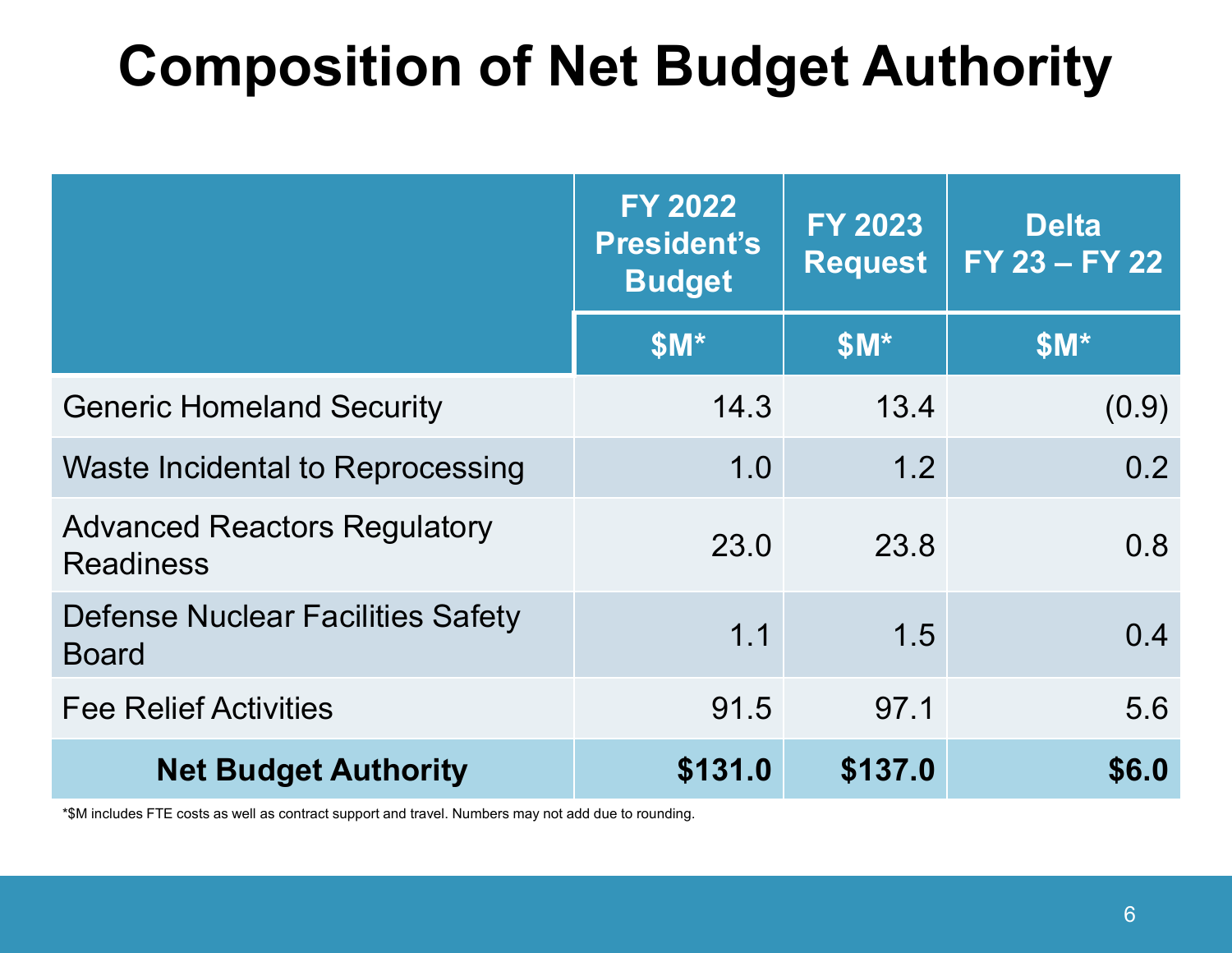# Composition of Net Budget Authority

| | FY 2022 President's Budget | FY 2023 Request | Delta FY 23 – FY 22 |
|---|---|---|---|
| | $M* | $M* | $M* |
| Generic Homeland Security | 14.3 | 13.4 | (0.9) |
| Waste Incidental to Reprocessing | 1.0 | 1.2 | 0.2 |
| Advanced Reactors Regulatory Readiness | 23.0 | 23.8 | 0.8 |
| Defense Nuclear Facilities Safety Board | 1.1 | 1.5 | 0.4 |
| Fee Relief Activities | 91.5 | 97.1 | 5.6 |
| **Net Budget Authority** | **$131.0** | **$137.0** | **$6.0** |

*$M includes FTE costs as well as contract support and travel. Numbers may not add due to rounding.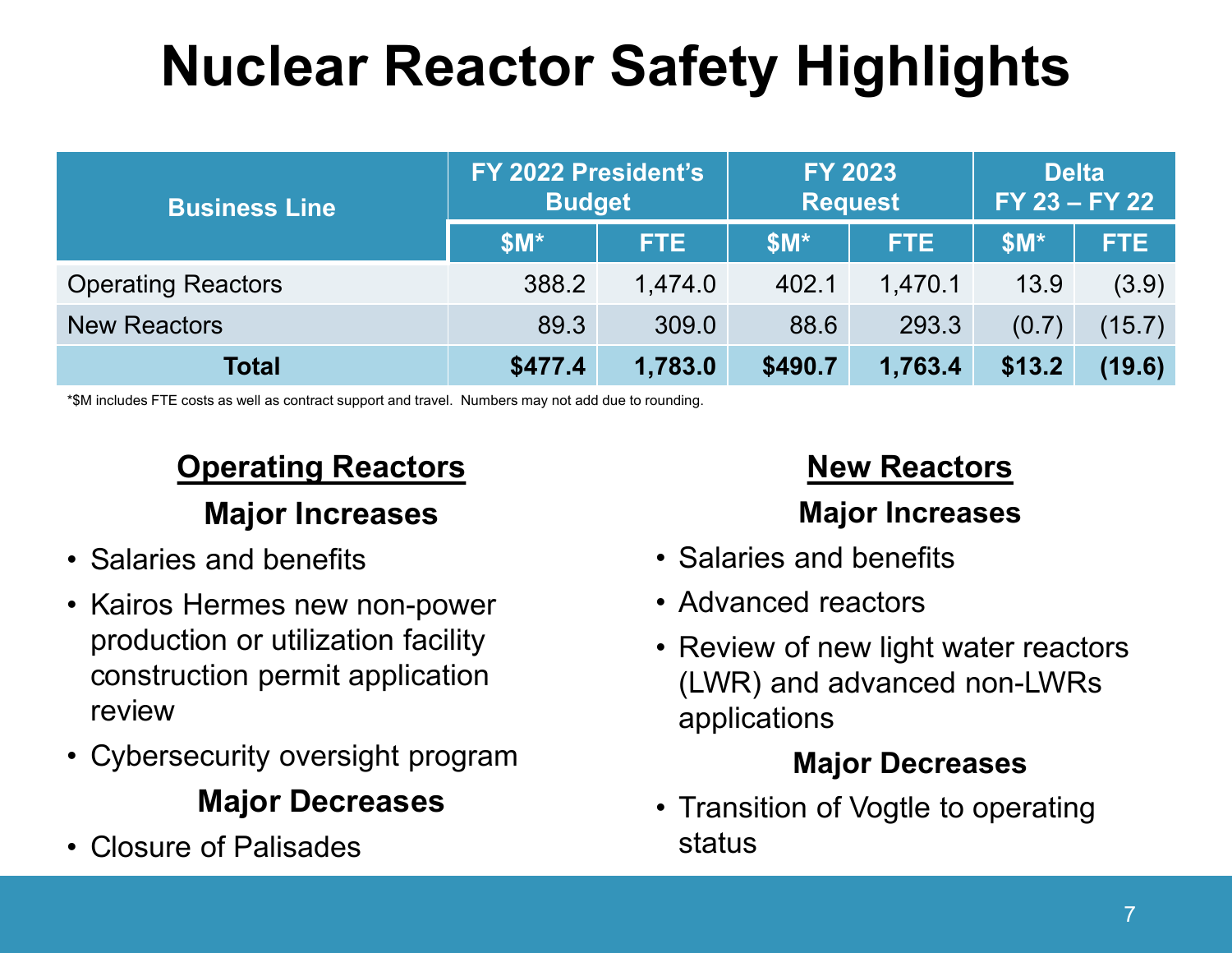# Nuclear Reactor Safety Highlights

| Business Line | FY 2022 President's Budget | | FY 2023 Request | | Delta FY 23 – FY 22 | |
|---|---|---|---|---|---|---|
| | $M* | FTE | $M* | FTE | $M* | FTE |
| Operating Reactors | 388.2 | 1,474.0 | 402.1 | 1,470.1 | 13.9 | (3.9) |
| New Reactors | 89.3 | 309.0 | 88.6 | 293.3 | (0.7) | (15.7) |
| **Total** | **$477.4** | **1,783.0** | **$490.7** | **1,763.4** | **$13.2** | **(19.6)** |

*$M includes FTE costs as well as contract support and travel. Numbers may not add due to rounding.

## Operating Reactors

### Major Increases

- Salaries and benefits
- Kairos Hermes new non-power production or utilization facility construction permit application review
- Cybersecurity oversight program

### Major Decreases

- Closure of Palisades

## New Reactors

### Major Increases

- Salaries and benefits
- Advanced reactors
- Review of new light water reactors (LWR) and advanced non-LWRs applications

### Major Decreases

- Transition of Vogtle to operating status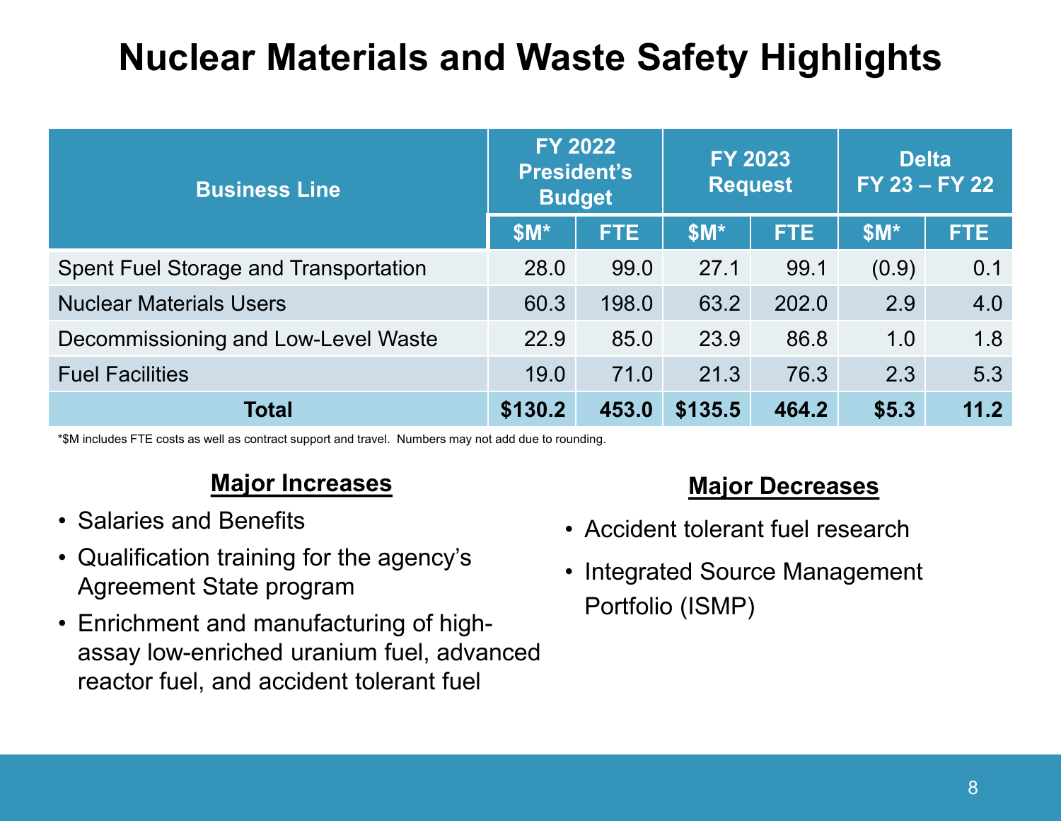# Nuclear Materials and Waste Safety Highlights

| Business Line | FY 2022 President's Budget | | FY 2023 Request | | Delta FY 23 – FY 22 | |
|---|---|---|---|---|---|---|
| | $M* | FTE | $M* | FTE | $M* | FTE |
| Spent Fuel Storage and Transportation | 28.0 | 99.0 | 27.1 | 99.1 | (0.9) | 0.1 |
| Nuclear Materials Users | 60.3 | 198.0 | 63.2 | 202.0 | 2.9 | 4.0 |
| Decommissioning and Low-Level Waste | 22.9 | 85.0 | 23.9 | 86.8 | 1.0 | 1.8 |
| Fuel Facilities | 19.0 | 71.0 | 21.3 | 76.3 | 2.3 | 5.3 |
| **Total** | **$130.2** | **453.0** | **$135.5** | **464.2** | **$5.3** | **11.2** |

*$M includes FTE costs as well as contract support and travel. Numbers may not add due to rounding.

**Major Increases**

- Salaries and Benefits
- Qualification training for the agency's Agreement State program
- Enrichment and manufacturing of high-assay low-enriched uranium fuel, advanced reactor fuel, and accident tolerant fuel

**Major Decreases**

- Accident tolerant fuel research
- Integrated Source Management Portfolio (ISMP)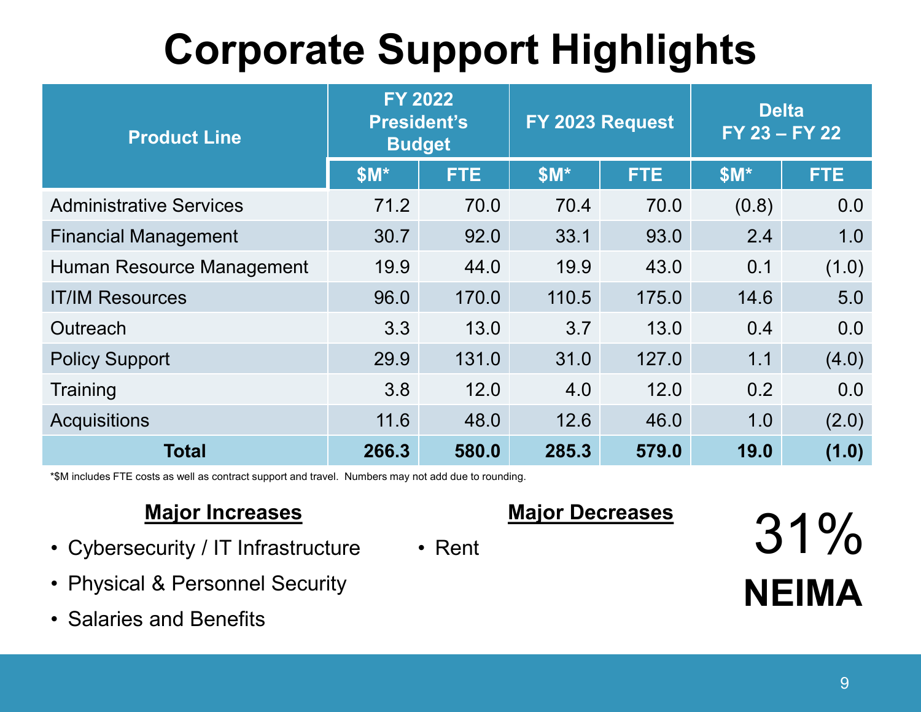# Corporate Support Highlights

| Product Line | FY 2022 President's Budget | | FY 2023 Request | | Delta FY 23 – FY 22 | |
|---|---|---|---|---|---|---|
| | $M* | FTE | $M* | FTE | $M* | FTE |
| Administrative Services | 71.2 | 70.0 | 70.4 | 70.0 | (0.8) | 0.0 |
| Financial Management | 30.7 | 92.0 | 33.1 | 93.0 | 2.4 | 1.0 |
| Human Resource Management | 19.9 | 44.0 | 19.9 | 43.0 | 0.1 | (1.0) |
| IT/IM Resources | 96.0 | 170.0 | 110.5 | 175.0 | 14.6 | 5.0 |
| Outreach | 3.3 | 13.0 | 3.7 | 13.0 | 0.4 | 0.0 |
| Policy Support | 29.9 | 131.0 | 31.0 | 127.0 | 1.1 | (4.0) |
| Training | 3.8 | 12.0 | 4.0 | 12.0 | 0.2 | 0.0 |
| Acquisitions | 11.6 | 48.0 | 12.6 | 46.0 | 1.0 | (2.0) |
| **Total** | **266.3** | **580.0** | **285.3** | **579.0** | **19.0** | **(1.0)** |

*$M includes FTE costs as well as contract support and travel. Numbers may not add due to rounding.

**Major Increases**

- Cybersecurity / IT Infrastructure
- Physical & Personnel Security
- Salaries and Benefits

**Major Decreases**

- Rent

31%

**NEIMA**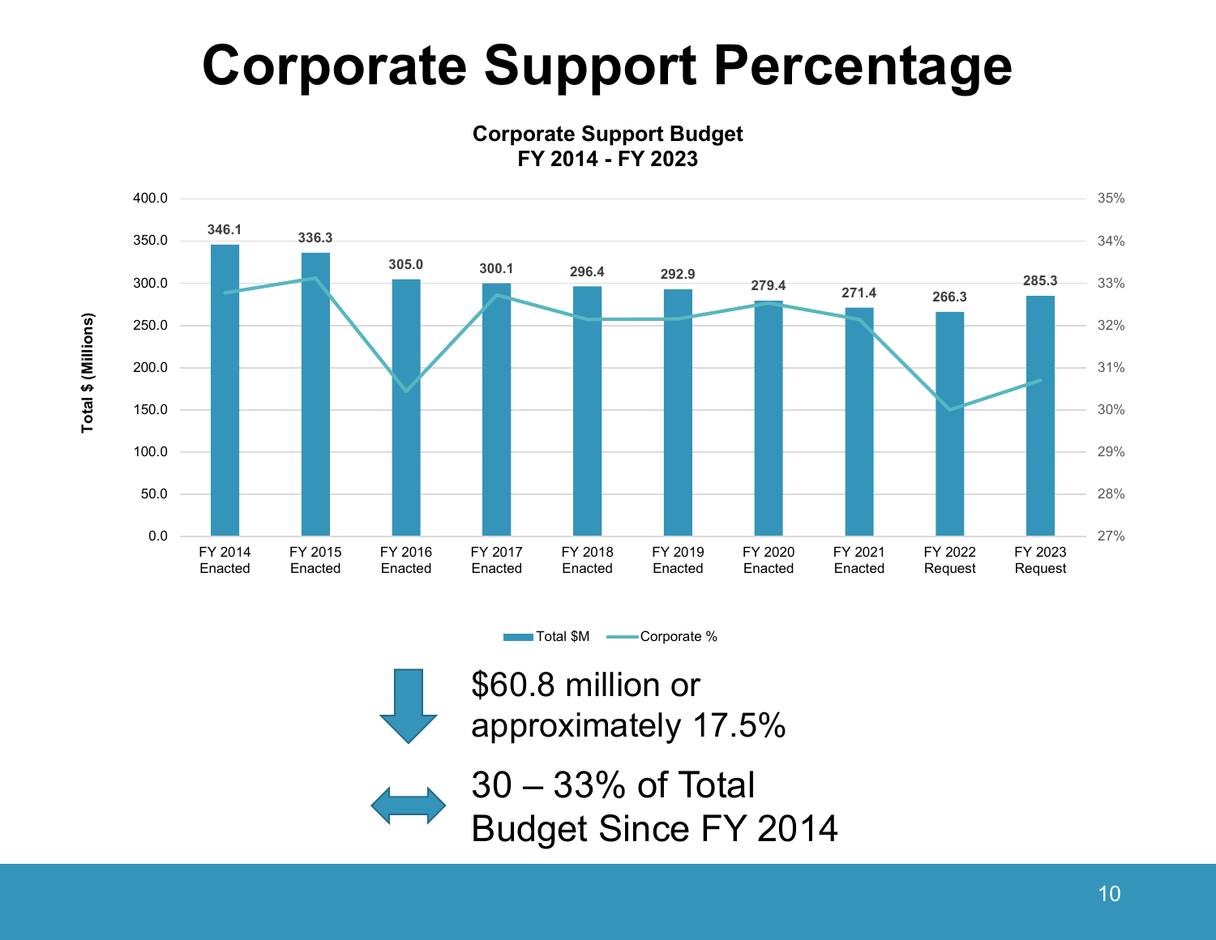# Corporate Support Percentage

**Corporate Support Budget**
**FY 2014 - FY 2023**

Total $ (Millions)

400.0
350.0
300.0
250.0
200.0
150.0
100.0
50.0
0.0

35%
34%
33%
32%
31%
30%
29%
28%
27%

346.1
336.3
305.0
300.1
296.4
292.9
279.4
271.4
266.3
285.3

FY 2014 Enacted
FY 2015 Enacted
FY 2016 Enacted
FY 2017 Enacted
FY 2018 Enacted
FY 2019 Enacted
FY 2020 Enacted
FY 2021 Enacted
FY 2022 Request
FY 2023 Request

Total $M
Corporate %

$60.8 million or approximately 17.5%

30 – 33% of Total Budget Since FY 2014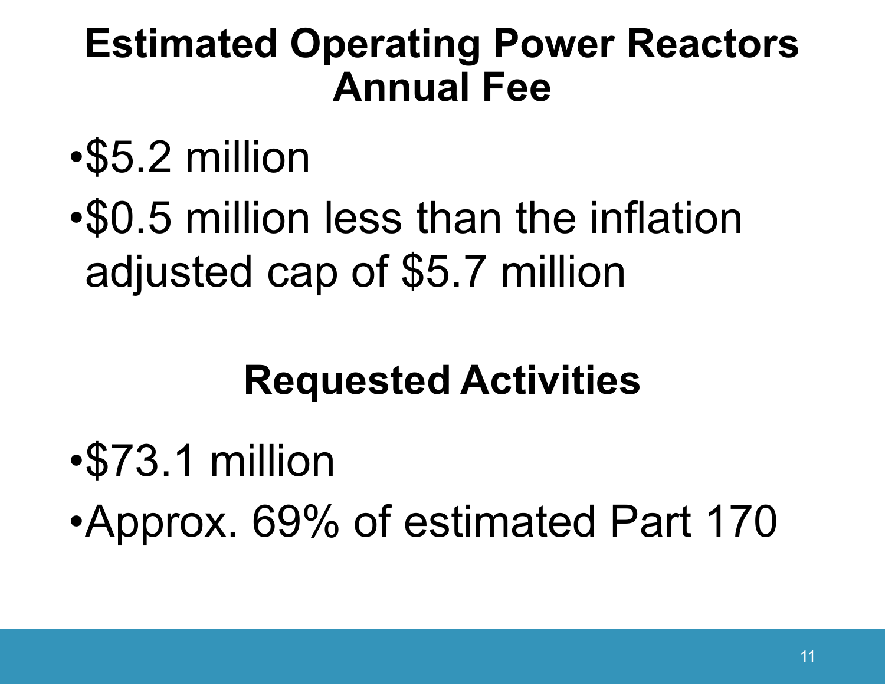# Estimated Operating Power Reactors Annual Fee

- $5.2 million
- $0.5 million less than the inflation adjusted cap of $5.7 million

# Requested Activities

- $73.1 million
- Approx. 69% of estimated Part 170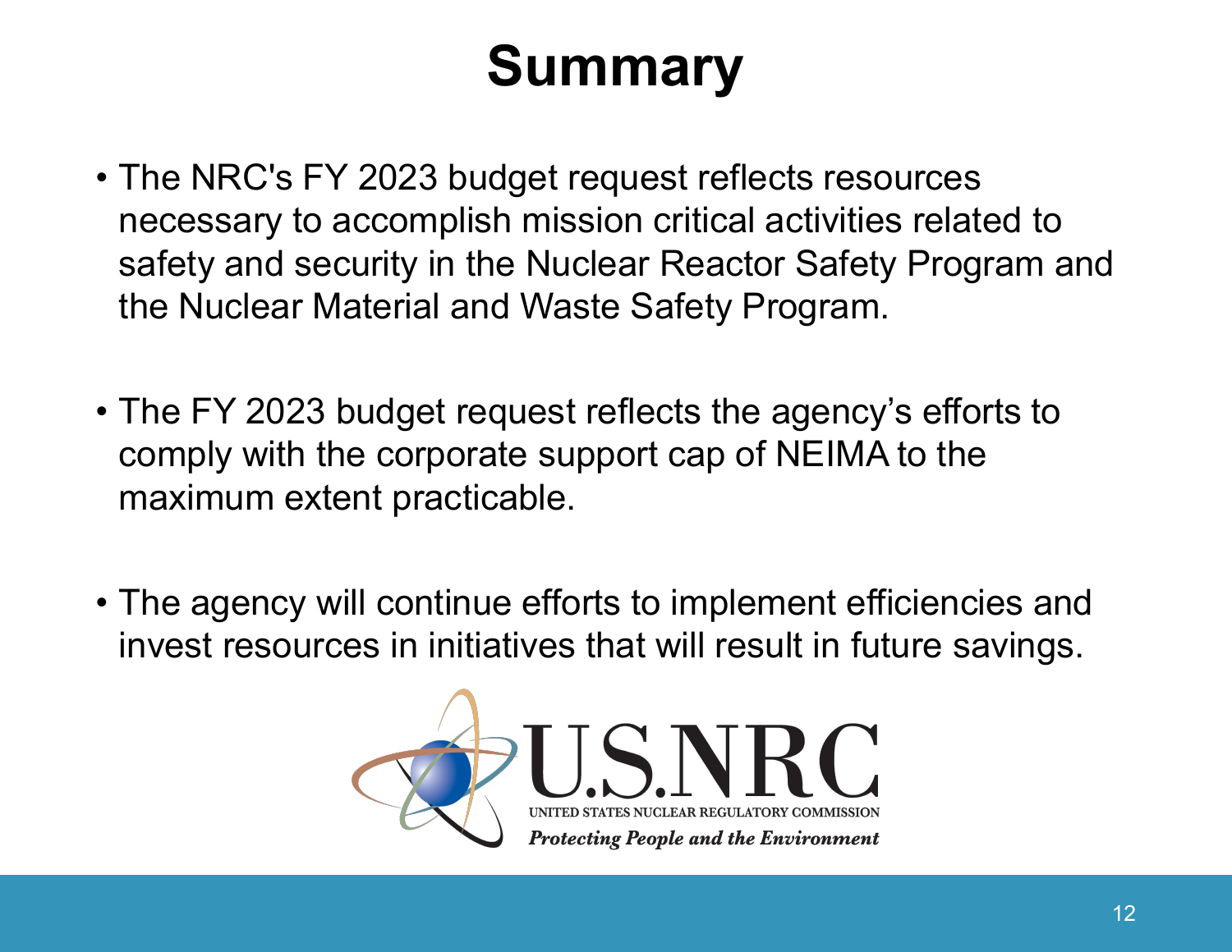# Summary

- The NRC's FY 2023 budget request reflects resources necessary to accomplish mission critical activities related to safety and security in the Nuclear Reactor Safety Program and the Nuclear Material and Waste Safety Program.

- The FY 2023 budget request reflects the agency's efforts to comply with the corporate support cap of NEIMA to the maximum extent practicable.

- The agency will continue efforts to implement efficiencies and invest resources in initiatives that will result in future savings.

U.S.NRC
UNITED STATES NUCLEAR REGULATORY COMMISSION
*Protecting People and the Environment*